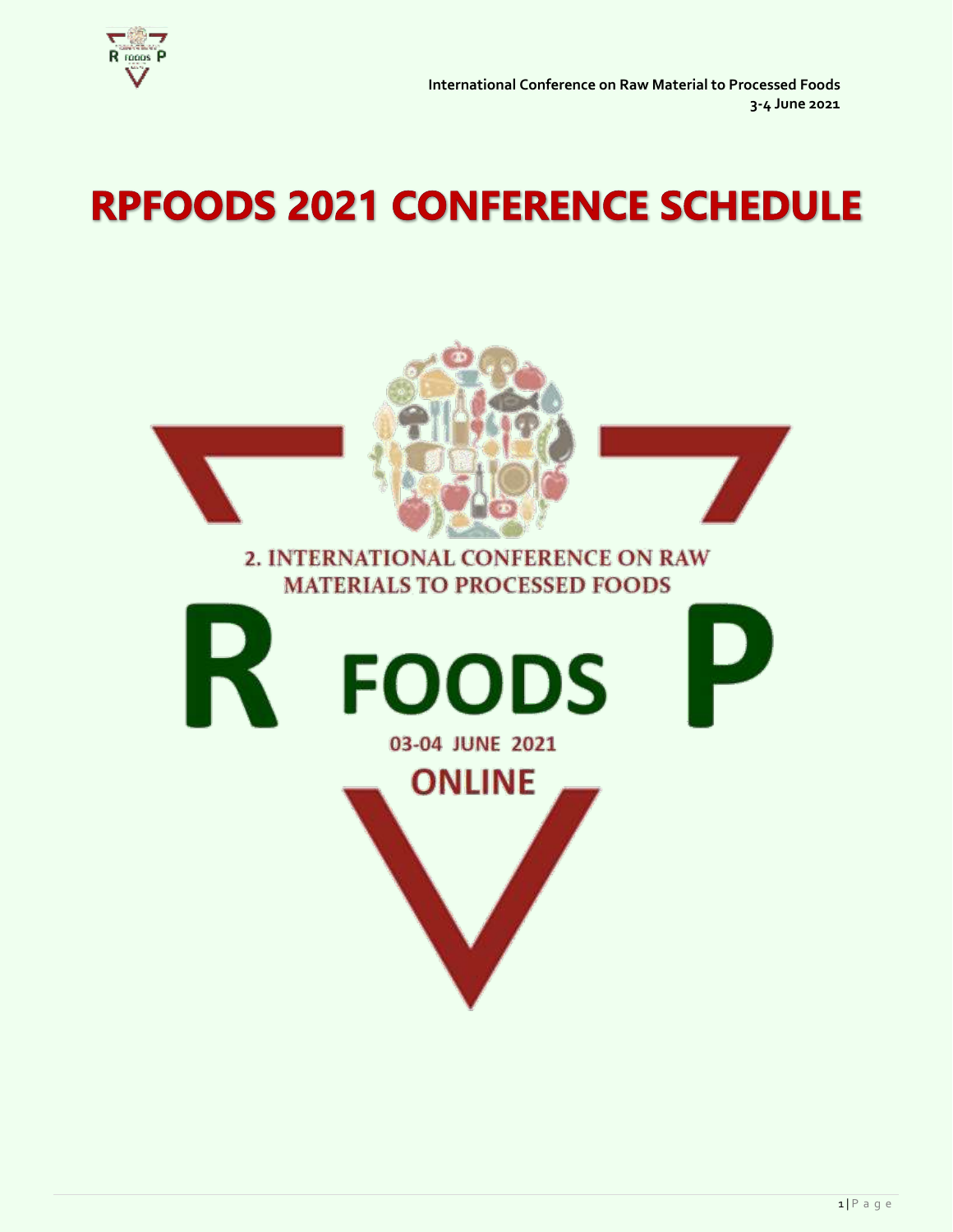# RPFOODS 2021 CONFERENCE SCHEDULE

2. INTERNATIONAL CONFERENCE ON RAW MATERIALS TO PROCESSED FOODS

R FOODS P

03-04 JUNE 2021

ONLINE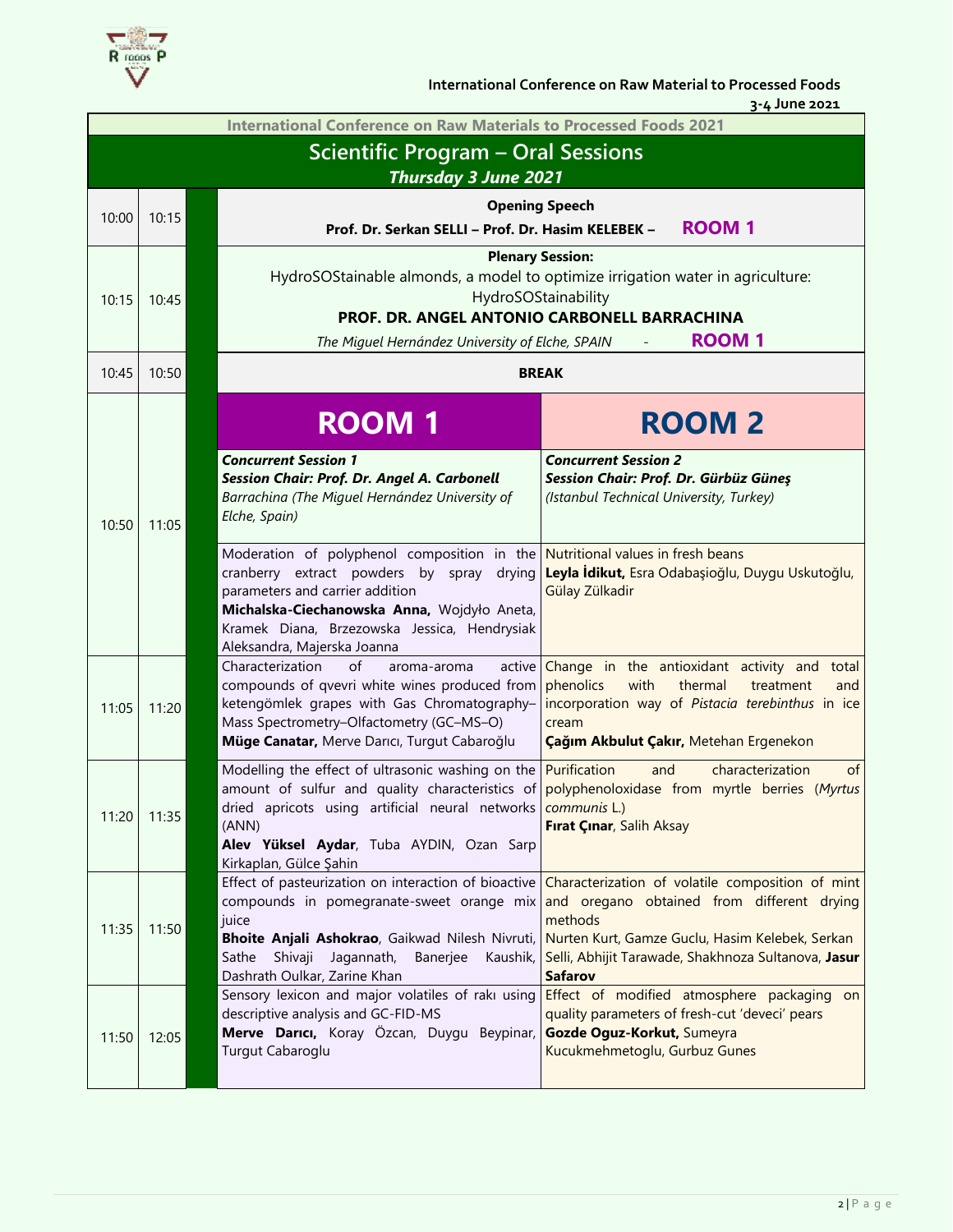International Conference on Raw Material to Processed Foods

3-4 June 2021

## International Conference on Raw Materials to Processed Foods 2021

## Scientific Program – Oral Sessions

***Thursday 3 June 2021***

| Start | End | ROOM 1 | ROOM 2 |
|---|---|---|---|
| 10:00 | 10:15 | **Opening Speech** **Prof. Dr. Serkan SELLI – Prof. Dr. Hasim KELEBEK – ROOM 1** | |
| 10:15 | 10:45 | **Plenary Session:** HydroSOStainable almonds, a model to optimize irrigation water in agriculture: HydroSOStainability **PROF. DR. ANGEL ANTONIO CARBONELL BARRACHINA** *The Miguel Hernández University of Elche, SPAIN* - **ROOM 1** | |
| 10:45 | 10:50 | **BREAK** | |
| 10:50 | 11:05 | ***Concurrent Session 1*** ***Session Chair: Prof. Dr. Angel A. Carbonell*** *Barrachina (The Miguel Hernández University of Elche, Spain)* | ***Concurrent Session 2*** ***Session Chair: Prof. Dr. Gürbüz Güneş*** *(Istanbul Technical University, Turkey)* |
| | | Moderation of polyphenol composition in the cranberry extract powders by spray drying parameters and carrier addition **Michalska-Ciechanowska Anna,** Wojdyło Aneta, Kramek Diana, Brzezowska Jessica, Hendrysiak Aleksandra, Majerska Joanna | Nutritional values in fresh beans **Leyla İdikut,** Esra Odabaşioğlu, Duygu Uskutoğlu, Gülay Zülkadir |
| 11:05 | 11:20 | Characterization of aroma-aroma active compounds of qvevri white wines produced from ketengömlek grapes with Gas Chromatography–Mass Spectrometry–Olfactometry (GC–MS–O) **Müge Canatar,** Merve Darıcı, Turgut Cabaroğlu | Change in the antioxidant activity and total phenolics with thermal treatment and incorporation way of *Pistacia terebinthus* in ice cream **Çağım Akbulut Çakır,** Metehan Ergenekon |
| 11:20 | 11:35 | Modelling the effect of ultrasonic washing on the amount of sulfur and quality characteristics of dried apricots using artificial neural networks (ANN) **Alev Yüksel Aydar**, Tuba AYDIN, Ozan Sarp Kirkaplan, Gülce Şahin | Purification and characterization of polyphenoloxidase from myrtle berries (*Myrtus communis* L.) **Fırat Çınar**, Salih Aksay |
| 11:35 | 11:50 | Effect of pasteurization on interaction of bioactive compounds in pomegranate-sweet orange mix juice **Bhoite Anjali Ashokrao**, Gaikwad Nilesh Nivruti, Sathe Shivaji Jagannath, Banerjee Kaushik, Dashrath Oulkar, Zarine Khan | Characterization of volatile composition of mint and oregano obtained from different drying methods Nurten Kurt, Gamze Guclu, Hasim Kelebek, Serkan Selli, Abhijit Tarawade, Shakhnoza Sultanova, **Jasur Safarov** |
| 11:50 | 12:05 | Sensory lexicon and major volatiles of rakı using descriptive analysis and GC-FID-MS **Merve Darıcı,** Koray Özcan, Duygu Beypinar, Turgut Cabaroglu | Effect of modified atmosphere packaging on quality parameters of fresh-cut 'deveci' pears **Gozde Oguz-Korkut,** Sumeyra Kucukmehmetoglu, Gurbuz Gunes |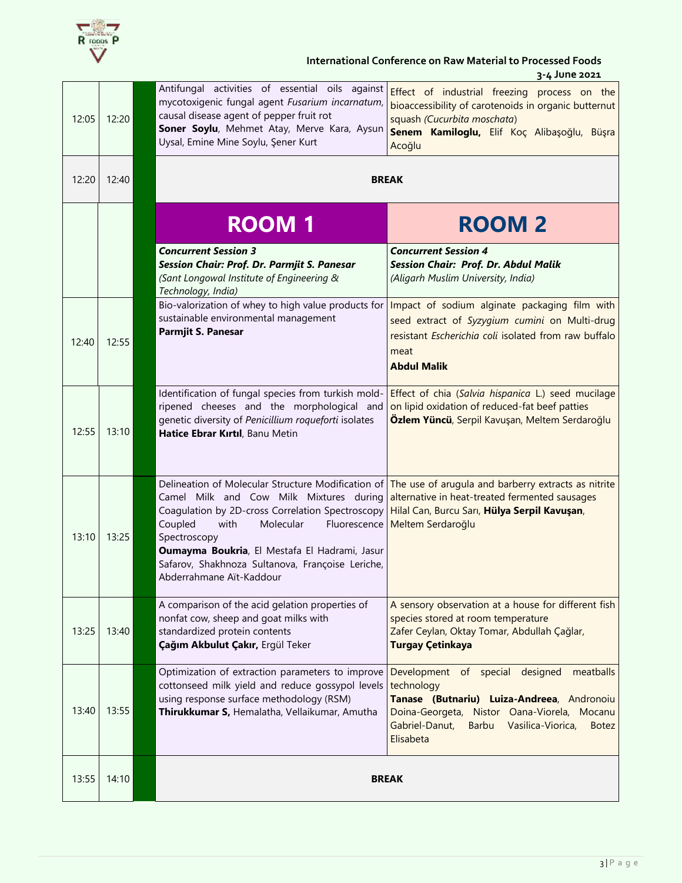| | | | |
|---|---|---|---|
| 12:05 | 12:20 | Antifungal activities of essential oils against mycotoxigenic fungal agent *Fusarium incarnatum*, causal disease agent of pepper fruit rot **Soner Soylu**, Mehmet Atay, Merve Kara, Aysun Uysal, Emine Mine Soylu, Şener Kurt | Effect of industrial freezing process on the bioaccessibility of carotenoids in organic butternut squash *(Cucurbita moschata)* **Senem Kamiloglu,** Elif Koç Alibaşoğlu, Büşra Acoğlu |
| 12:20 | 12:40 | **BREAK** | |
| | | **ROOM 1** | **ROOM 2** |
| | | ***Concurrent Session 3*** ***Session Chair: Prof. Dr. Parmjit S. Panesar*** *(Sant Longowal Institute of Engineering & Technology, India)* | ***Concurrent Session 4*** ***Session Chair: Prof. Dr. Abdul Malik*** *(Aligarh Muslim University, India)* |
| 12:40 | 12:55 | Bio-valorization of whey to high value products for sustainable environmental management **Parmjit S. Panesar** | Impact of sodium alginate packaging film with seed extract of *Syzygium cumini* on Multi-drug resistant *Escherichia coli* isolated from raw buffalo meat **Abdul Malik** |
| 12:55 | 13:10 | Identification of fungal species from turkish mold-ripened cheeses and the morphological and genetic diversity of *Penicillium roqueforti* isolates **Hatice Ebrar Kırtıl**, Banu Metin | Effect of chia (*Salvia hispanica* L.) seed mucilage on lipid oxidation of reduced-fat beef patties **Özlem Yüncü**, Serpil Kavuşan, Meltem Serdaroğlu |
| 13:10 | 13:25 | Delineation of Molecular Structure Modification of Camel Milk and Cow Milk Mixtures during Coagulation by 2D-cross Correlation Spectroscopy Coupled with Molecular Fluorescence Spectroscopy **Oumayma Boukria**, El Mestafa El Hadrami, Jasur Safarov, Shakhnoza Sultanova, Françoise Leriche, Abderrahmane Aït-Kaddour | The use of arugula and barberry extracts as nitrite alternative in heat-treated fermented sausages Hilal Can, Burcu Sarı, **Hülya Serpil Kavuşan**, Meltem Serdaroğlu |
| 13:25 | 13:40 | A comparison of the acid gelation properties of nonfat cow, sheep and goat milks with standardized protein contents **Çağım Akbulut Çakır,** Ergül Teker | A sensory observation at a house for different fish species stored at room temperature Zafer Ceylan, Oktay Tomar, Abdullah Çağlar, **Turgay Çetinkaya** |
| 13:40 | 13:55 | Optimization of extraction parameters to improve cottonseed milk yield and reduce gossypol levels using response surface methodology (RSM) **Thirukkumar S,** Hemalatha, Vellaikumar, Amutha | Development of special designed meatballs technology **Tanase (Butnariu) Luiza-Andreea**, Andronoiu Doina-Georgeta, Nistor Oana-Viorela, Mocanu Gabriel-Danut, Barbu Vasilica-Viorica, Botez Elisabeta |
| 13:55 | 14:10 | **BREAK** | |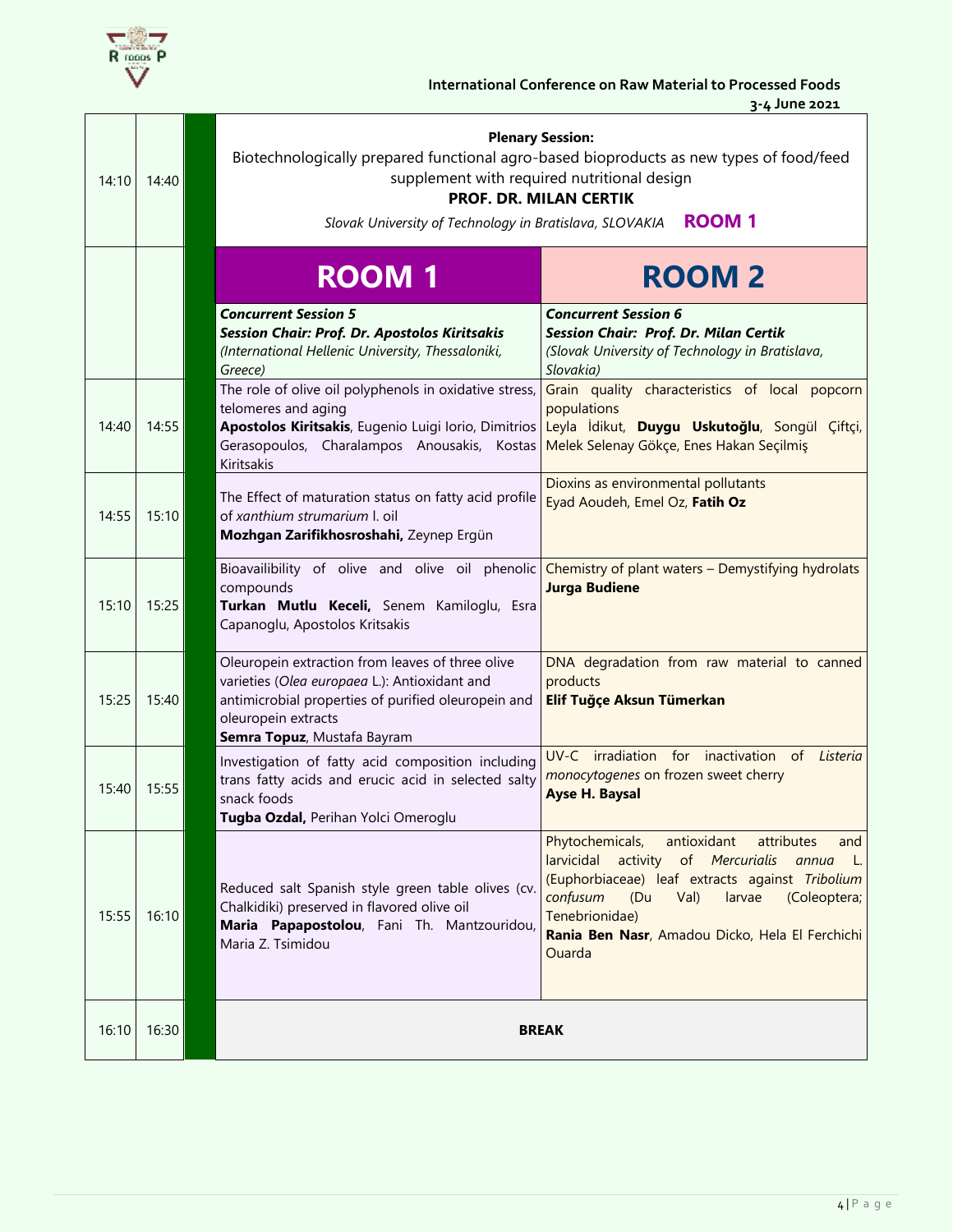| | | | |
|---|---|---|---|
| 14:10 | 14:40 | **Plenary Session:** Biotechnologically prepared functional agro-based bioproducts as new types of food/feed supplement with required nutritional design **PROF. DR. MILAN CERTIK** *Slovak University of Technology in Bratislava, SLOVAKIA* **ROOM 1** | |
| | | **ROOM 1** | **ROOM 2** |
| | | ***Concurrent Session 5*** ***Session Chair: Prof. Dr. Apostolos Kiritsakis*** *(International Hellenic University, Thessaloniki, Greece)* | ***Concurrent Session 6*** ***Session Chair: Prof. Dr. Milan Certik*** *(Slovak University of Technology in Bratislava, Slovakia)* |
| 14:40 | 14:55 | The role of olive oil polyphenols in oxidative stress, telomeres and aging **Apostolos Kiritsakis**, Eugenio Luigi Iorio, Dimitrios Gerasopoulos, Charalampos Anousakis, Kostas Kiritsakis | Grain quality characteristics of local popcorn populations Leyla İdikut, **Duygu Uskutoğlu**, Songül Çiftçi, Melek Selenay Gökçe, Enes Hakan Seçilmiş |
| 14:55 | 15:10 | The Effect of maturation status on fatty acid profile of *xanthium strumarium* l. oil **Mozhgan Zarifikhosroshahi,** Zeynep Ergün | Dioxins as environmental pollutants Eyad Aoudeh, Emel Oz, **Fatih Oz** |
| 15:10 | 15:25 | Bioavailibility of olive and olive oil phenolic compounds **Turkan Mutlu Keceli,** Senem Kamiloglu, Esra Capanoglu, Apostolos Kritsakis | Chemistry of plant waters – Demystifying hydrolats **Jurga Budiene** |
| 15:25 | 15:40 | Oleuropein extraction from leaves of three olive varieties (*Olea europaea* L.): Antioxidant and antimicrobial properties of purified oleuropein and oleuropein extracts **Semra Topuz**, Mustafa Bayram | DNA degradation from raw material to canned products **Elif Tuğçe Aksun Tümerkan** |
| 15:40 | 15:55 | Investigation of fatty acid composition including trans fatty acids and erucic acid in selected salty snack foods **Tugba Ozdal,** Perihan Yolci Omeroglu | UV-C irradiation for inactivation of *Listeria monocytogenes* on frozen sweet cherry **Ayse H. Baysal** |
| 15:55 | 16:10 | Reduced salt Spanish style green table olives (cv. Chalkidiki) preserved in flavored olive oil **Maria Papapostolou**, Fani Th. Mantzouridou, Maria Z. Tsimidou | Phytochemicals, antioxidant attributes and larvicidal activity of *Mercurialis annua* L. (Euphorbiaceae) leaf extracts against *Tribolium confusum* (Du Val) larvae (Coleoptera; Tenebrionidae) **Rania Ben Nasr**, Amadou Dicko, Hela El Ferchichi Ouarda |
| 16:10 | 16:30 | **BREAK** | |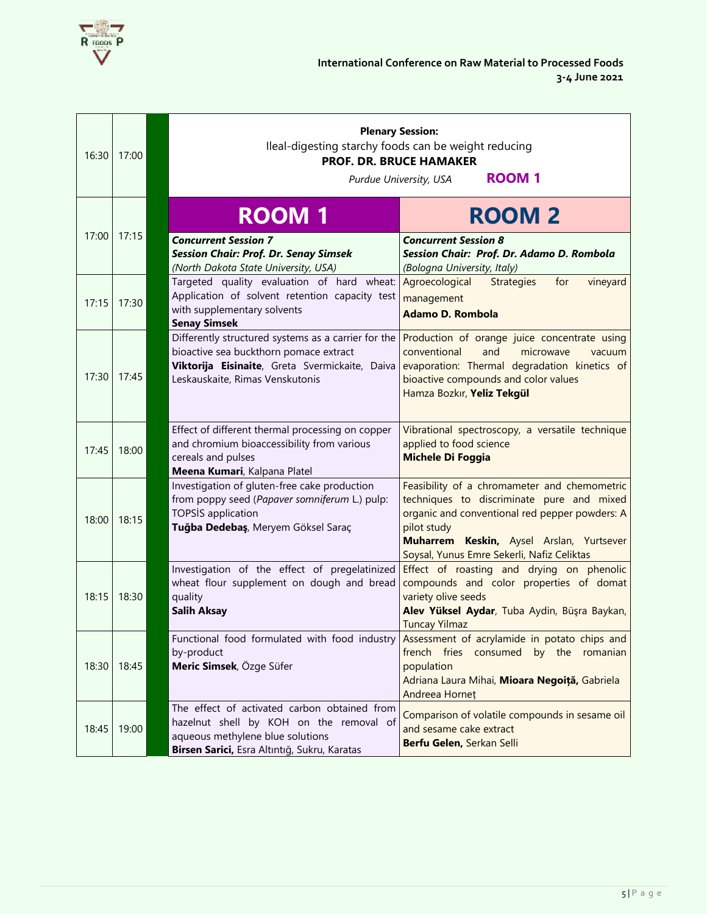| Start | End | | Room 1 | Room 2 |
|---|---|---|---|---|
| 16:30 | 17:00 | | **Plenary Session:** Ileal-digesting starchy foods can be weight reducing **PROF. DR. BRUCE HAMAKER** *Purdue University, USA* **ROOM 1** | |
| 17:00 | 17:15 | | **ROOM 1** ***Concurrent Session 7*** ***Session Chair: Prof. Dr. Senay Simsek*** *(North Dakota State University, USA)* | **ROOM 2** ***Concurrent Session 8*** ***Session Chair: Prof. Dr. Adamo D. Rombola*** *(Bologna University, Italy)* |
| 17:15 | 17:30 | | Targeted quality evaluation of hard wheat: Application of solvent retention capacity test with supplementary solvents **Senay Simsek** | Agroecological Strategies for vineyard management **Adamo D. Rombola** |
| 17:30 | 17:45 | | Differently structured systems as a carrier for the bioactive sea buckthorn pomace extract **Viktorija Eisinaite**, Greta Svermickaite, Daiva Leskauskaite, Rimas Venskutonis | Production of orange juice concentrate using conventional and microwave vacuum evaporation: Thermal degradation kinetics of bioactive compounds and color values Hamza Bozkır, **Yeliz Tekgül** |
| 17:45 | 18:00 | | Effect of different thermal processing on copper and chromium bioaccessibility from various cereals and pulses **Meena Kumari**, Kalpana Platel | Vibrational spectroscopy, a versatile technique applied to food science **Michele Di Foggia** |
| 18:00 | 18:15 | | Investigation of gluten-free cake production from poppy seed (*Papaver somniferum* L.) pulp: TOPSİS application **Tuğba Dedebaş**, Meryem Göksel Saraç | Feasibility of a chromameter and chemometric techniques to discriminate pure and mixed organic and conventional red pepper powders: A pilot study **Muharrem Keskin,** Aysel Arslan, Yurtsever Soysal, Yunus Emre Sekerli, Nafiz Celiktas |
| 18:15 | 18:30 | | Investigation of the effect of pregelatinized wheat flour supplement on dough and bread quality **Salih Aksay** | Effect of roasting and drying on phenolic compounds and color properties of domat variety olive seeds **Alev Yüksel Aydar**, Tuba Aydin, Büşra Baykan, Tuncay Yilmaz |
| 18:30 | 18:45 | | Functional food formulated with food industry by-product **Meric Simsek**, Özge Süfer | Assessment of acrylamide in potato chips and french fries consumed by the romanian population Adriana Laura Mihai, **Mioara Negoiță,** Gabriela Andreea Horneț |
| 18:45 | 19:00 | | The effect of activated carbon obtained from hazelnut shell by KOH on the removal of aqueous methylene blue solutions **Birsen Sarici,** Esra Altıntığ, Sukru, Karatas | Comparison of volatile compounds in sesame oil and sesame cake extract **Berfu Gelen,** Serkan Selli |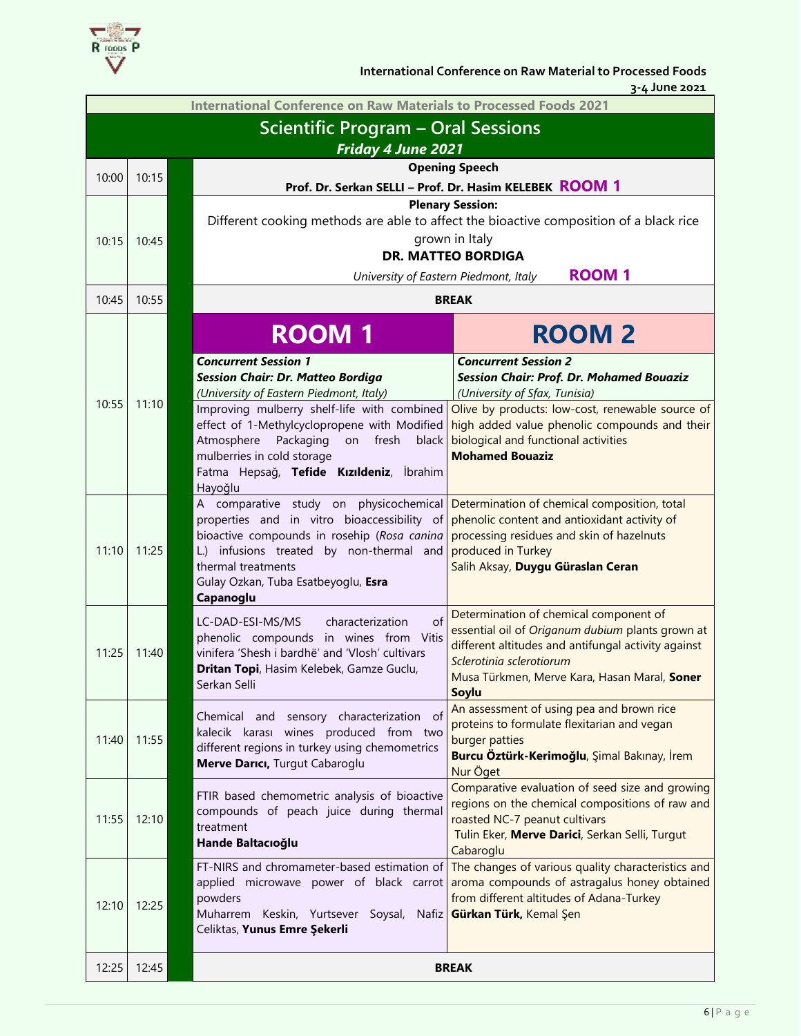International Conference on Raw Materials to Processed Foods 2021

## Scientific Program – Oral Sessions

***Friday 4 June 2021***

| Start | End | Room 1 | Room 2 |
|---|---|---|---|
| 10:00 | 10:15 | **Opening Speech**<br>**Prof. Dr. Serkan SELLI – Prof. Dr. Hasim KELEBEK** **ROOM 1** | |
| 10:15 | 10:45 | **Plenary Session:**<br>Different cooking methods are able to affect the bioactive composition of a black rice grown in Italy<br>**DR. MATTEO BORDIGA**<br>*University of Eastern Piedmont, Italy* **ROOM 1** | |
| 10:45 | 10:55 | **BREAK** | |
| | | **ROOM 1** | **ROOM 2** |
| 10:55 | 11:10 | ***Concurrent Session 1***<br>***Session Chair: Dr. Matteo Bordiga***<br>*(University of Eastern Piedmont, Italy)*<br>Improving mulberry shelf-life with combined effect of 1-Methylcyclopropene with Modified Atmosphere Packaging on fresh black mulberries in cold storage<br>Fatma Hepsağ, **Tefide Kızıldeniz**, İbrahim Hayoğlu | ***Concurrent Session 2***<br>***Session Chair: Prof. Dr. Mohamed Bouaziz***<br>*(University of Sfax, Tunisia)*<br>Olive by products: low-cost, renewable source of high added value phenolic compounds and their biological and functional activities<br>**Mohamed Bouaziz** |
| 11:10 | 11:25 | A comparative study on physicochemical properties and in vitro bioaccessibility of bioactive compounds in rosehip (*Rosa canina* L.) infusions treated by non-thermal and thermal treatments<br>Gulay Ozkan, Tuba Esatbeyoglu, **Esra Capanoglu** | Determination of chemical composition, total phenolic content and antioxidant activity of processing residues and skin of hazelnuts produced in Turkey<br>Salih Aksay, **Duygu Güraslan Ceran** |
| 11:25 | 11:40 | LC-DAD-ESI-MS/MS characterization of phenolic compounds in wines from Vitis vinifera 'Shesh i bardhë' and 'Vlosh' cultivars<br>**Dritan Topi**, Hasim Kelebek, Gamze Guclu, Serkan Selli | Determination of chemical component of essential oil of *Origanum dubium* plants grown at different altitudes and antifungal activity against *Sclerotinia sclerotiorum*<br>Musa Türkmen, Merve Kara, Hasan Maral, **Soner Soylu** |
| 11:40 | 11:55 | Chemical and sensory characterization of kalecik karası wines produced from two different regions in turkey using chemometrics<br>**Merve Darıcı,** Turgut Cabaroglu | An assessment of using pea and brown rice proteins to formulate flexitarian and vegan burger patties<br>**Burcu Öztürk-Kerimoğlu**, Şimal Bakınay, İrem Nur Öget |
| 11:55 | 12:10 | FTIR based chemometric analysis of bioactive compounds of peach juice during thermal treatment<br>**Hande Baltacıoğlu** | Comparative evaluation of seed size and growing regions on the chemical compositions of raw and roasted NC-7 peanut cultivars<br>Tulin Eker, **Merve Darici**, Serkan Selli, Turgut Cabaroglu |
| 12:10 | 12:25 | FT-NIRS and chromameter-based estimation of applied microwave power of black carrot powders<br>Muharrem Keskin, Yurtsever Soysal, Nafiz Celiktas, **Yunus Emre Şekerli** | The changes of various quality characteristics and aroma compounds of astragalus honey obtained from different altitudes of Adana-Turkey<br>**Gürkan Türk,** Kemal Şen |
| 12:25 | 12:45 | **BREAK** | |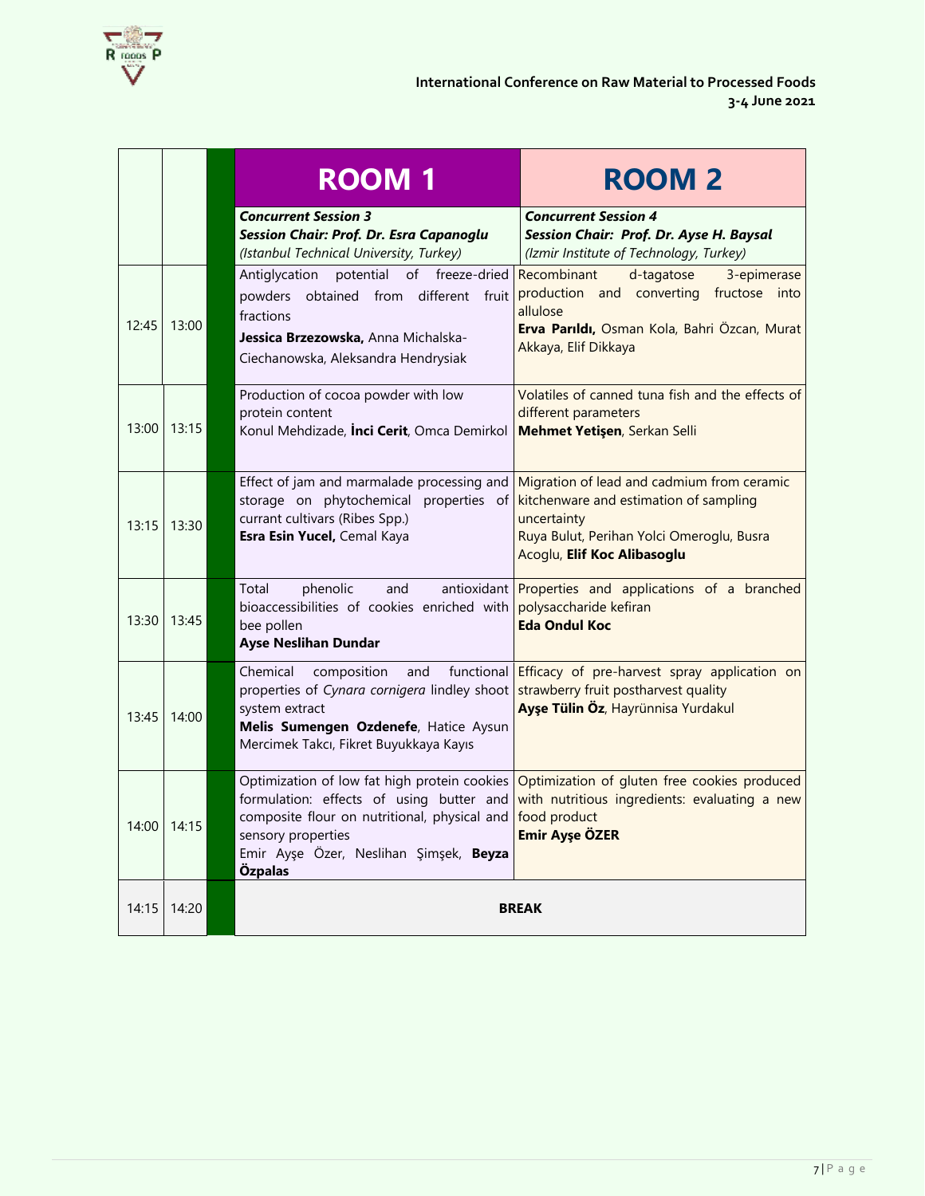| | | ROOM 1 | ROOM 2 |
|---|---|---|---|
| | | ***Concurrent Session 3*** ***Session Chair: Prof. Dr. Esra Capanoglu*** *(Istanbul Technical University, Turkey)* | ***Concurrent Session 4*** ***Session Chair: Prof. Dr. Ayse H. Baysal*** *(Izmir Institute of Technology, Turkey)* |
| 12:45 | 13:00 | Antiglycation potential of freeze-dried powders obtained from different fruit fractions **Jessica Brzezowska,** Anna Michalska-Ciechanowska, Aleksandra Hendrysiak | Recombinant d-tagatose 3-epimerase production and converting fructose into allulose **Erva Parıldı,** Osman Kola, Bahri Özcan, Murat Akkaya, Elif Dikkaya |
| 13:00 | 13:15 | Production of cocoa powder with low protein content Konul Mehdizade, **İnci Cerit**, Omca Demirkol | Volatiles of canned tuna fish and the effects of different parameters **Mehmet Yetişen**, Serkan Selli |
| 13:15 | 13:30 | Effect of jam and marmalade processing and storage on phytochemical properties of currant cultivars (Ribes Spp.) **Esra Esin Yucel,** Cemal Kaya | Migration of lead and cadmium from ceramic kitchenware and estimation of sampling uncertainty Ruya Bulut, Perihan Yolci Omeroglu, Busra Acoglu, **Elif Koc Alibasoglu** |
| 13:30 | 13:45 | Total phenolic and antioxidant bioaccessibilities of cookies enriched with bee pollen **Ayse Neslihan Dundar** | Properties and applications of a branched polysaccharide kefiran **Eda Ondul Koc** |
| 13:45 | 14:00 | Chemical composition and functional properties of *Cynara cornigera* lindley shoot system extract **Melis Sumengen Ozdenefe**, Hatice Aysun Mercimek Takcı, Fikret Buyukkaya Kayıs | Efficacy of pre-harvest spray application on strawberry fruit postharvest quality **Ayşe Tülin Öz**, Hayrünnisa Yurdakul |
| 14:00 | 14:15 | Optimization of low fat high protein cookies formulation: effects of using butter and composite flour on nutritional, physical and sensory properties Emir Ayşe Özer, Neslihan Şimşek, **Beyza Özpalas** | Optimization of gluten free cookies produced with nutritious ingredients: evaluating a new food product **Emir Ayşe ÖZER** |
| 14:15 | 14:20 | **BREAK** | |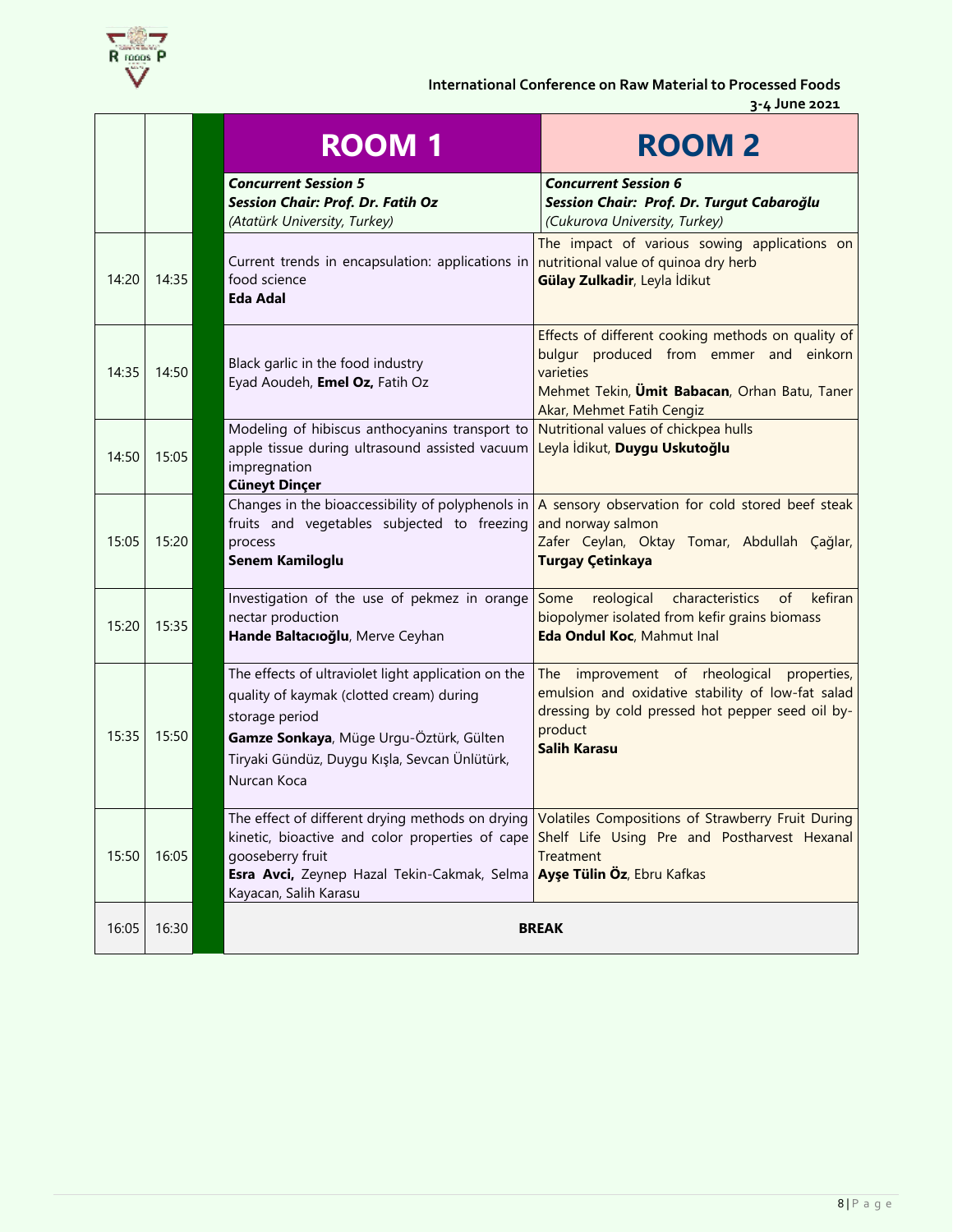| | | ROOM 1 | ROOM 2 |
|---|---|---|---|
| | | ***Concurrent Session 5*** <br> ***Session Chair: Prof. Dr. Fatih Oz*** <br> *(Atatürk University, Turkey)* | ***Concurrent Session 6*** <br> ***Session Chair: Prof. Dr. Turgut Cabaroğlu*** <br> *(Cukurova University, Turkey)* |
| 14:20 | 14:35 | Current trends in encapsulation: applications in food science <br> **Eda Adal** | The impact of various sowing applications on nutritional value of quinoa dry herb <br> **Gülay Zulkadir**, Leyla İdikut |
| 14:35 | 14:50 | Black garlic in the food industry <br> Eyad Aoudeh, **Emel Oz,** Fatih Oz | Effects of different cooking methods on quality of bulgur produced from emmer and einkorn varieties <br> Mehmet Tekin, **Ümit Babacan**, Orhan Batu, Taner Akar, Mehmet Fatih Cengiz |
| 14:50 | 15:05 | Modeling of hibiscus anthocyanins transport to apple tissue during ultrasound assisted vacuum impregnation <br> **Cüneyt Dinçer** | Nutritional values of chickpea hulls <br> Leyla İdikut, **Duygu Uskutoğlu** |
| 15:05 | 15:20 | Changes in the bioaccessibility of polyphenols in fruits and vegetables subjected to freezing process <br> **Senem Kamiloglu** | A sensory observation for cold stored beef steak and norway salmon <br> Zafer Ceylan, Oktay Tomar, Abdullah Çağlar, **Turgay Çetinkaya** |
| 15:20 | 15:35 | Investigation of the use of pekmez in orange nectar production <br> **Hande Baltacıoğlu**, Merve Ceyhan | Some reological characteristics of kefiran biopolymer isolated from kefir grains biomass <br> **Eda Ondul Koc**, Mahmut Inal |
| 15:35 | 15:50 | The effects of ultraviolet light application on the quality of kaymak (clotted cream) during storage period <br> **Gamze Sonkaya**, Müge Urgu-Öztürk, Gülten Tiryaki Gündüz, Duygu Kışla, Sevcan Ünlütürk, Nurcan Koca | The improvement of rheological properties, emulsion and oxidative stability of low-fat salad dressing by cold pressed hot pepper seed oil by-product <br> **Salih Karasu** |
| 15:50 | 16:05 | The effect of different drying methods on drying kinetic, bioactive and color properties of cape gooseberry fruit <br> **Esra Avci,** Zeynep Hazal Tekin-Cakmak, Selma Kayacan, Salih Karasu | Volatiles Compositions of Strawberry Fruit During Shelf Life Using Pre and Postharvest Hexanal Treatment <br> **Ayşe Tülin Öz**, Ebru Kafkas |
| 16:05 | 16:30 | **BREAK** | |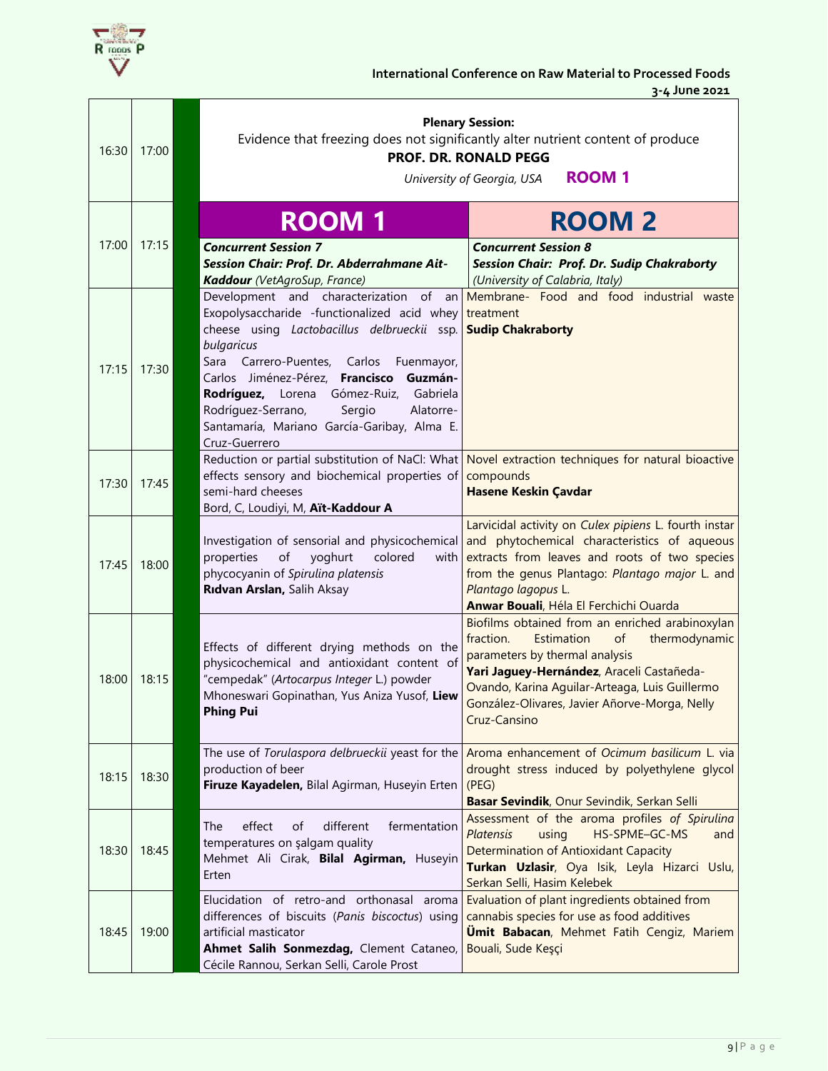| | | | |
|---|---|---|---|
| 16:30 | 17:00 | **Plenary Session:** Evidence that freezing does not significantly alter nutrient content of produce **PROF. DR. RONALD PEGG** *University of Georgia, USA* **ROOM 1** | |
| 17:00 | 17:15 | **ROOM 1** ***Concurrent Session 7*** ***Session Chair: Prof. Dr. Abderrahmane Ait-Kaddour*** *(VetAgroSup, France)* | **ROOM 2** ***Concurrent Session 8*** ***Session Chair: Prof. Dr. Sudip Chakraborty*** *(University of Calabria, Italy)* |
| 17:15 | 17:30 | Development and characterization of an Exopolysaccharide -functionalized acid whey cheese using *Lactobacillus delbrueckii* ssp. *bulgaricus* Sara Carrero-Puentes, Carlos Fuenmayor, Carlos Jiménez-Pérez, **Francisco Guzmán-Rodríguez,** Lorena Gómez-Ruiz, Gabriela Rodríguez-Serrano, Sergio Alatorre-Santamaría, Mariano García-Garibay, Alma E. Cruz-Guerrero | Membrane- Food and food industrial waste treatment **Sudip Chakraborty** |
| 17:30 | 17:45 | Reduction or partial substitution of NaCl: What effects sensory and biochemical properties of semi-hard cheeses Bord, C, Loudiyi, M, **Aït-Kaddour A** | Novel extraction techniques for natural bioactive compounds **Hasene Keskin Çavdar** |
| 17:45 | 18:00 | Investigation of sensorial and physicochemical properties of yoghurt colored with phycocyanin of *Spirulina platensis* **Rıdvan Arslan,** Salih Aksay | Larvicidal activity on *Culex pipiens* L. fourth instar and phytochemical characteristics of aqueous extracts from leaves and roots of two species from the genus Plantago: *Plantago major* L. and *Plantago lagopus* L. **Anwar Bouali**, Héla El Ferchichi Ouarda |
| 18:00 | 18:15 | Effects of different drying methods on the physicochemical and antioxidant content of "cempedak" (*Artocarpus Integer* L.) powder Mhoneswari Gopinathan, Yus Aniza Yusof, **Liew Phing Pui** | Biofilms obtained from an enriched arabinoxylan fraction. Estimation of thermodynamic parameters by thermal analysis **Yari Jaguey-Hernández**, Araceli Castañeda-Ovando, Karina Aguilar-Arteaga, Luis Guillermo González-Olivares, Javier Añorve-Morga, Nelly Cruz-Cansino |
| 18:15 | 18:30 | The use of *Torulaspora delbrueckii* yeast for the production of beer **Firuze Kayadelen,** Bilal Agirman, Huseyin Erten | Aroma enhancement of *Ocimum basilicum* L. via drought stress induced by polyethylene glycol (PEG) **Basar Sevindik**, Onur Sevindik, Serkan Selli |
| 18:30 | 18:45 | The effect of different fermentation temperatures on şalgam quality Mehmet Ali Cirak, **Bilal Agirman,** Huseyin Erten | Assessment of the aroma profiles *of Spirulina Platensis* using HS-SPME–GC-MS and Determination of Antioxidant Capacity **Turkan Uzlasir**, Oya Isik, Leyla Hizarci Uslu, Serkan Selli, Hasim Kelebek |
| 18:45 | 19:00 | Elucidation of retro-and orthonasal aroma differences of biscuits (*Panis biscoctus*) using artificial masticator **Ahmet Salih Sonmezdag,** Clement Cataneo, Cécile Rannou, Serkan Selli, Carole Prost | Evaluation of plant ingredients obtained from cannabis species for use as food additives **Ümit Babacan**, Mehmet Fatih Cengiz, Mariem Bouali, Sude Keşçi |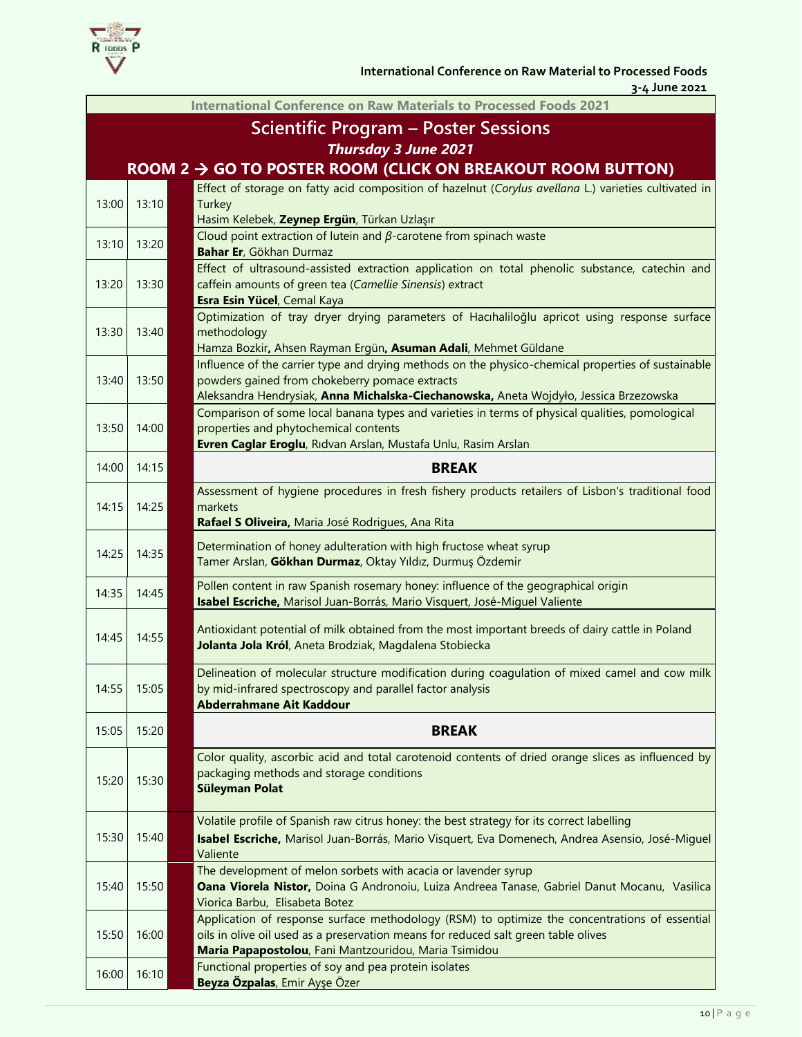International Conference on Raw Materials to Processed Foods 2021

## Scientific Program – Poster Sessions

### *Thursday 3 June 2021*

### ROOM 2 → GO TO POSTER ROOM (CLICK ON BREAKOUT ROOM BUTTON)

| Start | End | Presentation |
|---|---|---|
| 13:00 | 13:10 | Effect of storage on fatty acid composition of hazelnut (*Corylus avellana* L.) varieties cultivated in Turkey<br>Hasim Kelebek, **Zeynep Ergün**, Türkan Uzlaşır |
| 13:10 | 13:20 | Cloud point extraction of lutein and $\beta$-carotene from spinach waste<br>**Bahar Er**, Gökhan Durmaz |
| 13:20 | 13:30 | Effect of ultrasound-assisted extraction application on total phenolic substance, catechin and caffein amounts of green tea (*Camellie Sinensis*) extract<br>**Esra Esin Yücel**, Cemal Kaya |
| 13:30 | 13:40 | Optimization of tray dryer drying parameters of Hacıhaliloğlu apricot using response surface methodology<br>Hamza Bozkir**,** Ahsen Rayman Ergün**, Asuman Adali**, Mehmet Güldane |
| 13:40 | 13:50 | Influence of the carrier type and drying methods on the physico-chemical properties of sustainable powders gained from chokeberry pomace extracts<br>Aleksandra Hendrysiak, **Anna Michalska-Ciechanowska,** Aneta Wojdyło, Jessica Brzezowska |
| 13:50 | 14:00 | Comparison of some local banana types and varieties in terms of physical qualities, pomological properties and phytochemical contents<br>**Evren Caglar Eroglu**, Rıdvan Arslan, Mustafa Unlu, Rasim Arslan |
| 14:00 | 14:15 | **BREAK** |
| 14:15 | 14:25 | Assessment of hygiene procedures in fresh fishery products retailers of Lisbon's traditional food markets<br>**Rafael S Oliveira,** Maria José Rodrigues, Ana Rita |
| 14:25 | 14:35 | Determination of honey adulteration with high fructose wheat syrup<br>Tamer Arslan, **Gökhan Durmaz**, Oktay Yıldız, Durmuş Özdemir |
| 14:35 | 14:45 | Pollen content in raw Spanish rosemary honey: influence of the geographical origin<br>**Isabel Escriche,** Marisol Juan-Borrás, Mario Visquert, José-Miguel Valiente |
| 14:45 | 14:55 | Antioxidant potential of milk obtained from the most important breeds of dairy cattle in Poland<br>**Jolanta Jola Król**, Aneta Brodziak, Magdalena Stobiecka |
| 14:55 | 15:05 | Delineation of molecular structure modification during coagulation of mixed camel and cow milk by mid-infrared spectroscopy and parallel factor analysis<br>**Abderrahmane Ait Kaddour** |
| 15:05 | 15:20 | **BREAK** |
| 15:20 | 15:30 | Color quality, ascorbic acid and total carotenoid contents of dried orange slices as influenced by packaging methods and storage conditions<br>**Süleyman Polat** |
| 15:30 | 15:40 | Volatile profile of Spanish raw citrus honey: the best strategy for its correct labelling<br>**Isabel Escriche,** Marisol Juan-Borrás, Mario Visquert, Eva Domenech, Andrea Asensio, José-Miguel Valiente |
| 15:40 | 15:50 | The development of melon sorbets with acacia or lavender syrup<br>**Oana Viorela Nistor,** Doina G Andronoiu, Luiza Andreea Tanase, Gabriel Danut Mocanu, Vasilica Viorica Barbu, Elisabeta Botez |
| 15:50 | 16:00 | Application of response surface methodology (RSM) to optimize the concentrations of essential oils in olive oil used as a preservation means for reduced salt green table olives<br>**Maria Papapostolou**, Fani Mantzouridou, Maria Tsimidou |
| 16:00 | 16:10 | Functional properties of soy and pea protein isolates<br>**Beyza Özpalas**, Emir Ayşe Özer |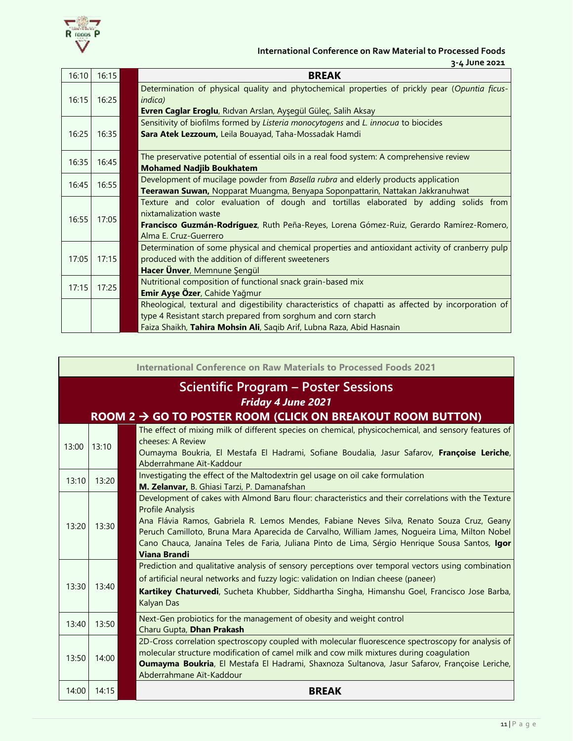| | | |
|---|---|---|
| 16:10 | 16:15 | **BREAK** |
| 16:15 | 16:25 | Determination of physical quality and phytochemical properties of prickly pear (*Opuntia ficus-indica)*<br>**Evren Caglar Eroglu**, Rıdvan Arslan, Ayşegül Güleç, Salih Aksay |
| 16:25 | 16:35 | Sensitivity of biofilms formed by *Listeria monocytogens* and *L. innocua* to biocides<br>**Sara Atek Lezzoum,** Leila Bouayad, Taha-Mossadak Hamdi |
| 16:35 | 16:45 | The preservative potential of essential oils in a real food system: A comprehensive review<br>**Mohamed Nadjib Boukhatem** |
| 16:45 | 16:55 | Development of mucilage powder from *Basella rubra* and elderly products application<br>**Teerawan Suwan,** Nopparat Muangma, Benyapa Soponpattarin, Nattakan Jakkranuhwat |
| 16:55 | 17:05 | Texture and color evaluation of dough and tortillas elaborated by adding solids from nixtamalization waste<br>**Francisco Guzmán-Rodríguez**, Ruth Peña-Reyes, Lorena Gómez-Ruiz, Gerardo Ramírez-Romero, Alma E. Cruz-Guerrero |
| 17:05 | 17:15 | Determination of some physical and chemical properties and antioxidant activity of cranberry pulp produced with the addition of different sweeteners<br>**Hacer Ünver**, Memnune Şengül |
| 17:15 | 17:25 | Nutritional composition of functional snack grain-based mix<br>**Emir Ayşe Özer**, Cahide Yağmur |
| | | Rheological, textural and digestibility characteristics of chapatti as affected by incorporation of type 4 Resistant starch prepared from sorghum and corn starch<br>Faiza Shaikh, **Tahira Mohsin Ali**, Saqib Arif, Lubna Raza, Abid Hasnain |

International Conference on Raw Materials to Processed Foods 2021

## Scientific Program – Poster Sessions

***Friday 4 June 2021***

### ROOM 2 → GO TO POSTER ROOM (CLICK ON BREAKOUT ROOM BUTTON)

| | | |
|---|---|---|
| 13:00 | 13:10 | The effect of mixing milk of different species on chemical, physicochemical, and sensory features of cheeses: A Review<br>Oumayma Boukria, El Mestafa El Hadrami, Sofiane Boudalia, Jasur Safarov, **Françoise Leriche**, Abderrahmane Aït-Kaddour |
| 13:10 | 13:20 | Investigating the effect of the Maltodextrin gel usage on oil cake formulation<br>**M. Zelanvar,** B. Ghiasi Tarzi, P. Damanafshan |
| 13:20 | 13:30 | Development of cakes with Almond Baru flour: characteristics and their correlations with the Texture Profile Analysis<br>Ana Flávia Ramos, Gabriela R. Lemos Mendes, Fabiane Neves Silva, Renato Souza Cruz, Geany Peruch Camilloto, Bruna Mara Aparecida de Carvalho, William James, Nogueira Lima, Milton Nobel Cano Chauca, Janaína Teles de Faria, Juliana Pinto de Lima, Sérgio Henrique Sousa Santos, **Igor Viana Brandi** |
| 13:30 | 13:40 | Prediction and qualitative analysis of sensory perceptions over temporal vectors using combination of artificial neural networks and fuzzy logic: validation on Indian cheese (paneer)<br>**Kartikey Chaturvedi**, Sucheta Khubber, Siddhartha Singha, Himanshu Goel, Francisco Jose Barba, Kalyan Das |
| 13:40 | 13:50 | Next-Gen probiotics for the management of obesity and weight control<br>Charu Gupta, **Dhan Prakash** |
| 13:50 | 14:00 | 2D-Cross correlation spectroscopy coupled with molecular fluorescence spectroscopy for analysis of molecular structure modification of camel milk and cow milk mixtures during coagulation<br>**Oumayma Boukria**, El Mestafa El Hadrami, Shaxnoza Sultanova, Jasur Safarov, Françoise Leriche, Abderrahmane Aït-Kaddour |
| 14:00 | 14:15 | **BREAK** |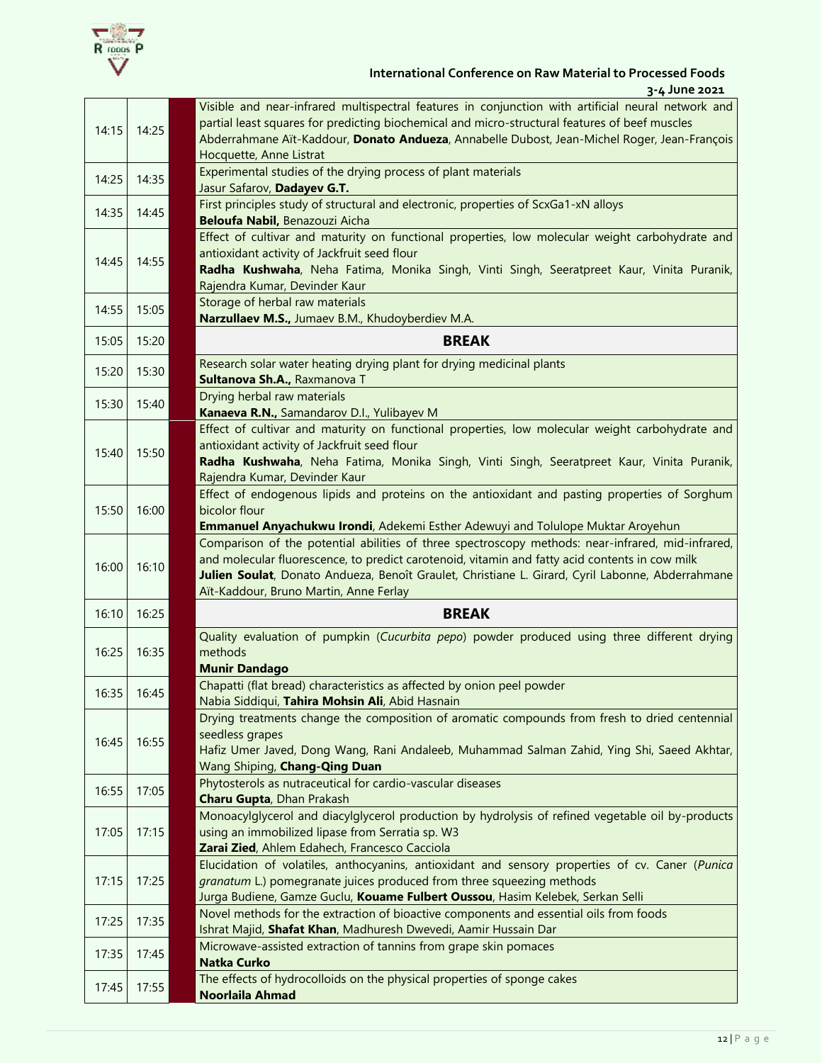| | | |
|---|---|---|
| 14:15 | 14:25 | Visible and near-infrared multispectral features in conjunction with artificial neural network and partial least squares for predicting biochemical and micro-structural features of beef muscles<br>Abderrahmane Aït-Kaddour, **Donato Andueza**, Annabelle Dubost, Jean-Michel Roger, Jean-François Hocquette, Anne Listrat |
| 14:25 | 14:35 | Experimental studies of the drying process of plant materials<br>Jasur Safarov, **Dadayev G.T.** |
| 14:35 | 14:45 | First principles study of structural and electronic, properties of ScxGa1-xN alloys<br>**Beloufa Nabil,** Benazouzi Aicha |
| 14:45 | 14:55 | Effect of cultivar and maturity on functional properties, low molecular weight carbohydrate and antioxidant activity of Jackfruit seed flour<br>**Radha Kushwaha**, Neha Fatima, Monika Singh, Vinti Singh, Seeratpreet Kaur, Vinita Puranik, Rajendra Kumar, Devinder Kaur |
| 14:55 | 15:05 | Storage of herbal raw materials<br>**Narzullaev M.S.,** Jumaev B.M., Khudoyberdiev M.A. |
| 15:05 | 15:20 | **BREAK** |
| 15:20 | 15:30 | Research solar water heating drying plant for drying medicinal plants<br>**Sultanova Sh.A.,** Raxmanova T |
| 15:30 | 15:40 | Drying herbal raw materials<br>**Kanaeva R.N.,** Samandarov D.I., Yulibayev M |
| 15:40 | 15:50 | Effect of cultivar and maturity on functional properties, low molecular weight carbohydrate and antioxidant activity of Jackfruit seed flour<br>**Radha Kushwaha**, Neha Fatima, Monika Singh, Vinti Singh, Seeratpreet Kaur, Vinita Puranik, Rajendra Kumar, Devinder Kaur |
| 15:50 | 16:00 | Effect of endogenous lipids and proteins on the antioxidant and pasting properties of Sorghum bicolor flour<br>**Emmanuel Anyachukwu Irondi**, Adekemi Esther Adewuyi and Tolulope Muktar Aroyehun |
| 16:00 | 16:10 | Comparison of the potential abilities of three spectroscopy methods: near-infrared, mid-infrared, and molecular fluorescence, to predict carotenoid, vitamin and fatty acid contents in cow milk<br>**Julien Soulat**, Donato Andueza, Benoît Graulet, Christiane L. Girard, Cyril Labonne, Abderrahmane Aït-Kaddour, Bruno Martin, Anne Ferlay |
| 16:10 | 16:25 | **BREAK** |
| 16:25 | 16:35 | Quality evaluation of pumpkin (*Cucurbita pepo*) powder produced using three different drying methods<br>**Munir Dandago** |
| 16:35 | 16:45 | Chapatti (flat bread) characteristics as affected by onion peel powder<br>Nabia Siddiqui, **Tahira Mohsin Ali**, Abid Hasnain |
| 16:45 | 16:55 | Drying treatments change the composition of aromatic compounds from fresh to dried centennial seedless grapes<br>Hafiz Umer Javed, Dong Wang, Rani Andaleeb, Muhammad Salman Zahid, Ying Shi, Saeed Akhtar, Wang Shiping, **Chang-Qing Duan** |
| 16:55 | 17:05 | Phytosterols as nutraceutical for cardio-vascular diseases<br>**Charu Gupta**, Dhan Prakash |
| 17:05 | 17:15 | Monoacylglycerol and diacylglycerol production by hydrolysis of refined vegetable oil by-products using an immobilized lipase from Serratia sp. W3<br>**Zarai Zied**, Ahlem Edahech, Francesco Cacciola |
| 17:15 | 17:25 | Elucidation of volatiles, anthocyanins, antioxidant and sensory properties of cv. Caner (*Punica granatum* L.) pomegranate juices produced from three squeezing methods<br>Jurga Budiene, Gamze Guclu, **Kouame Fulbert Oussou**, Hasim Kelebek, Serkan Selli |
| 17:25 | 17:35 | Novel methods for the extraction of bioactive components and essential oils from foods<br>Ishrat Majid, **Shafat Khan**, Madhuresh Dwevedi, Aamir Hussain Dar |
| 17:35 | 17:45 | Microwave-assisted extraction of tannins from grape skin pomaces<br>**Natka Curko** |
| 17:45 | 17:55 | The effects of hydrocolloids on the physical properties of sponge cakes<br>**Noorlaila Ahmad** |